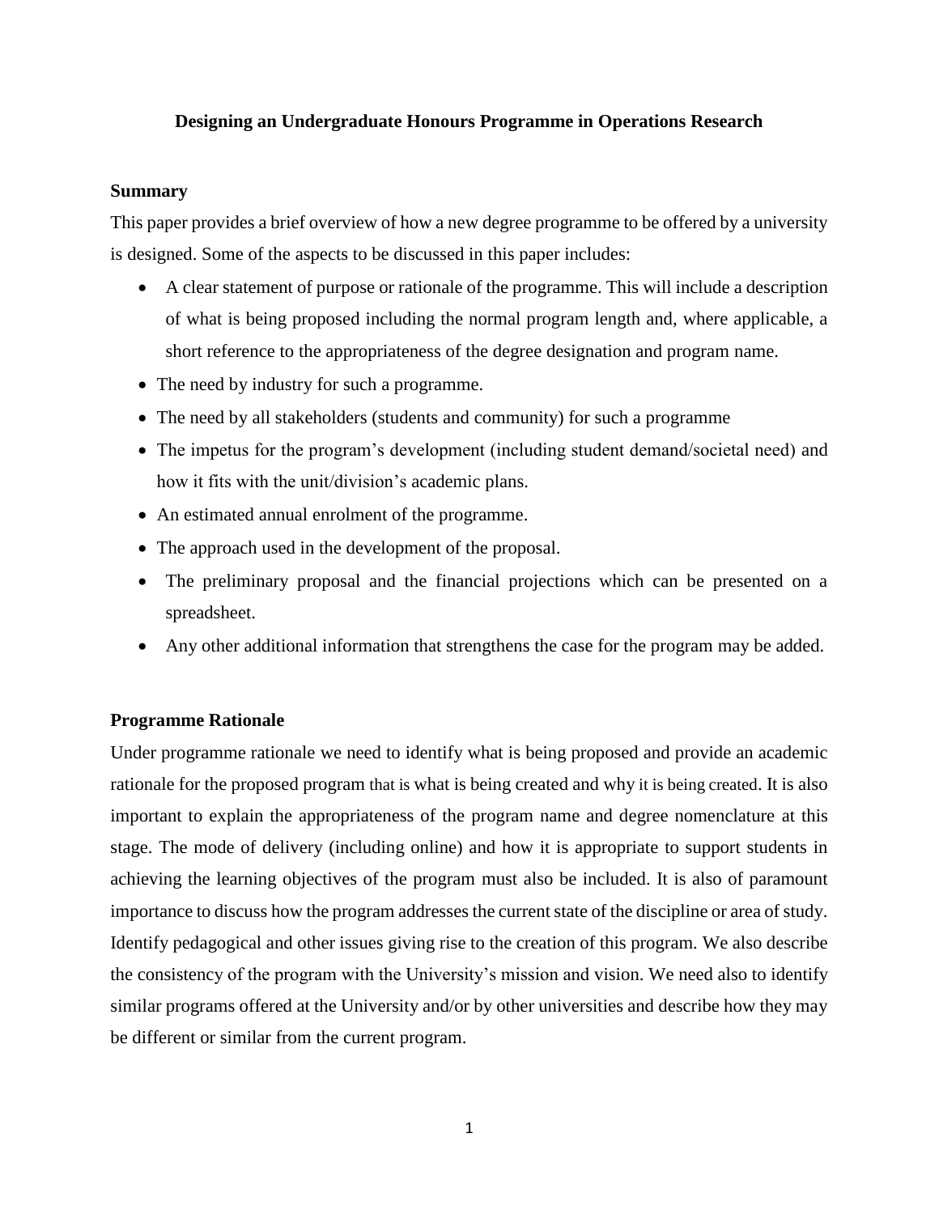# Designing an Undergraduate Honours Programme in Operations Research

## Summary

This paper provides a brief overview of how a new degree programme to be offered by a university is designed. Some of the aspects to be discussed in this paper includes:

- A clear statement of purpose or rationale of the programme. This will include a description of what is being proposed including the normal program length and, where applicable, a short reference to the appropriateness of the degree designation and program name.
- The need by industry for such a programme.
- The need by all stakeholders (students and community) for such a programme
- The impetus for the program's development (including student demand/societal need) and how it fits with the unit/division's academic plans.
- An estimated annual enrolment of the programme.
- The approach used in the development of the proposal.
- The preliminary proposal and the financial projections which can be presented on a spreadsheet.
- Any other additional information that strengthens the case for the program may be added.

## Programme Rationale

Under programme rationale we need to identify what is being proposed and provide an academic rationale for the proposed program that is what is being created and why it is being created. It is also important to explain the appropriateness of the program name and degree nomenclature at this stage. The mode of delivery (including online) and how it is appropriate to support students in achieving the learning objectives of the program must also be included. It is also of paramount importance to discuss how the program addresses the current state of the discipline or area of study. Identify pedagogical and other issues giving rise to the creation of this program. We also describe the consistency of the program with the University's mission and vision. We need also to identify similar programs offered at the University and/or by other universities and describe how they may be different or similar from the current program.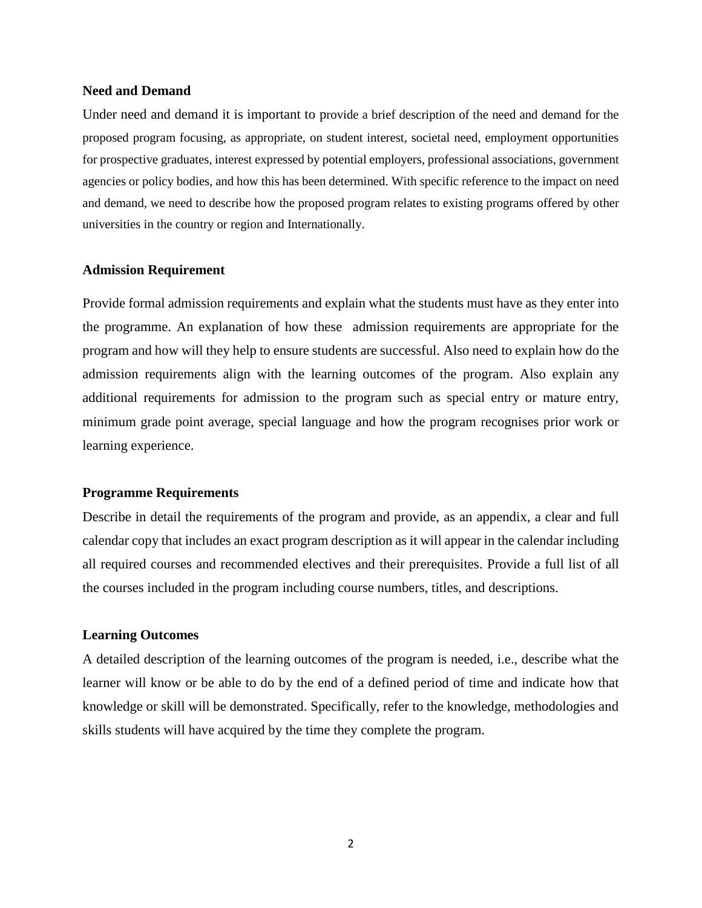## Need and Demand

Under need and demand it is important to provide a brief description of the need and demand for the proposed program focusing, as appropriate, on student interest, societal need, employment opportunities for prospective graduates, interest expressed by potential employers, professional associations, government agencies or policy bodies, and how this has been determined. With specific reference to the impact on need and demand, we need to describe how the proposed program relates to existing programs offered by other universities in the country or region and Internationally.

## Admission Requirement

Provide formal admission requirements and explain what the students must have as they enter into the programme. An explanation of how these admission requirements are appropriate for the program and how will they help to ensure students are successful. Also need to explain how do the admission requirements align with the learning outcomes of the program. Also explain any additional requirements for admission to the program such as special entry or mature entry, minimum grade point average, special language and how the program recognises prior work or learning experience.

## Programme Requirements

Describe in detail the requirements of the program and provide, as an appendix, a clear and full calendar copy that includes an exact program description as it will appear in the calendar including all required courses and recommended electives and their prerequisites. Provide a full list of all the courses included in the program including course numbers, titles, and descriptions.

## Learning Outcomes

A detailed description of the learning outcomes of the program is needed, i.e., describe what the learner will know or be able to do by the end of a defined period of time and indicate how that knowledge or skill will be demonstrated. Specifically, refer to the knowledge, methodologies and skills students will have acquired by the time they complete the program.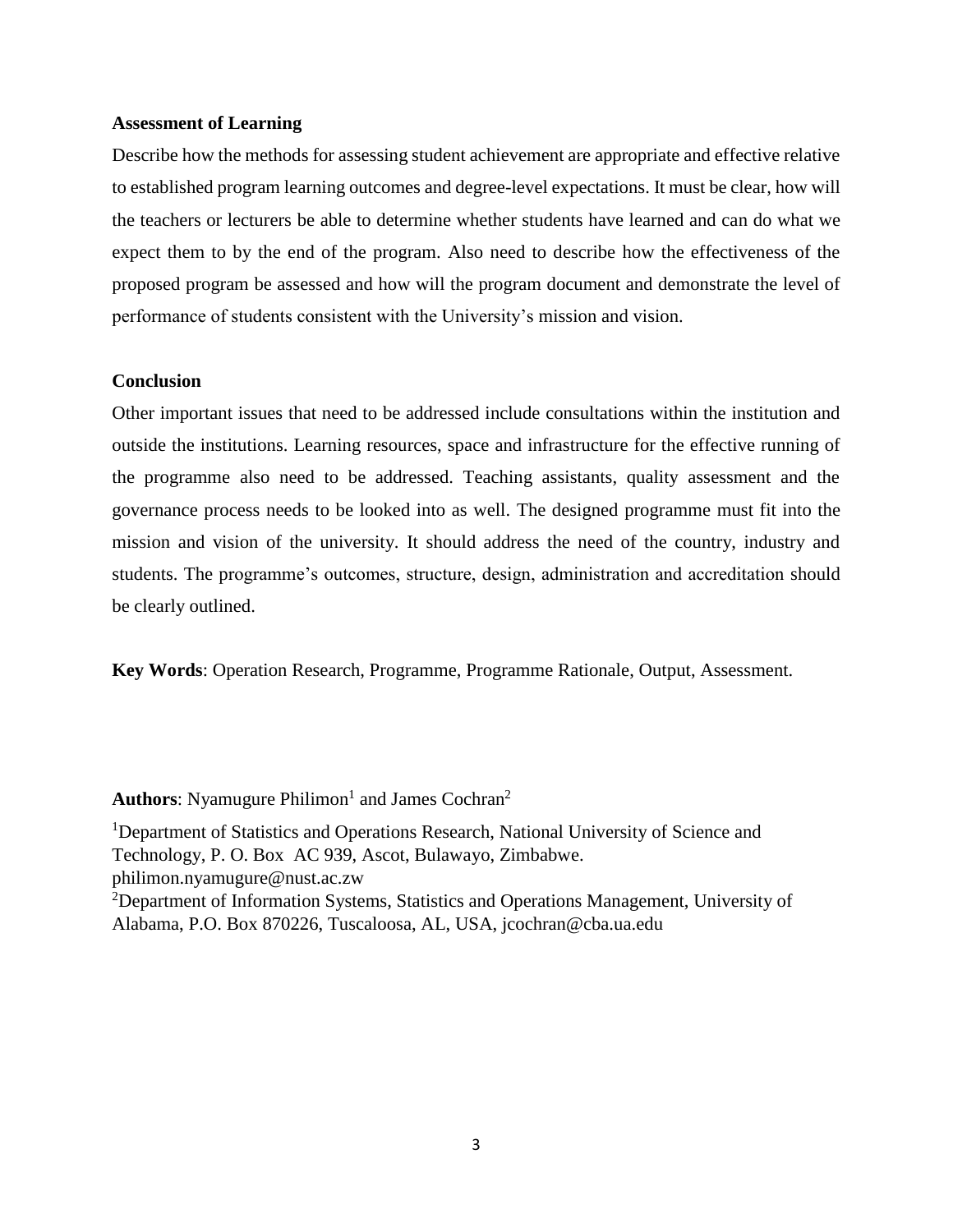**Assessment of Learning**

Describe how the methods for assessing student achievement are appropriate and effective relative to established program learning outcomes and degree-level expectations. It must be clear, how will the teachers or lecturers be able to determine whether students have learned and can do what we expect them to by the end of the program. Also need to describe how the effectiveness of the proposed program be assessed and how will the program document and demonstrate the level of performance of students consistent with the University's mission and vision.

**Conclusion**

Other important issues that need to be addressed include consultations within the institution and outside the institutions. Learning resources, space and infrastructure for the effective running of the programme also need to be addressed. Teaching assistants, quality assessment and the governance process needs to be looked into as well. The designed programme must fit into the mission and vision of the university. It should address the need of the country, industry and students. The programme's outcomes, structure, design, administration and accreditation should be clearly outlined.

**Key Words**: Operation Research, Programme, Programme Rationale, Output, Assessment.

**Authors**: Nyamugure Philimon[1] and James Cochran[2]

[1]Department of Statistics and Operations Research, National University of Science and Technology, P. O. Box AC 939, Ascot, Bulawayo, Zimbabwe. philimon.nyamugure@nust.ac.zw

[2]Department of Information Systems, Statistics and Operations Management, University of Alabama, P.O. Box 870226, Tuscaloosa, AL, USA, jcochran@cba.ua.edu